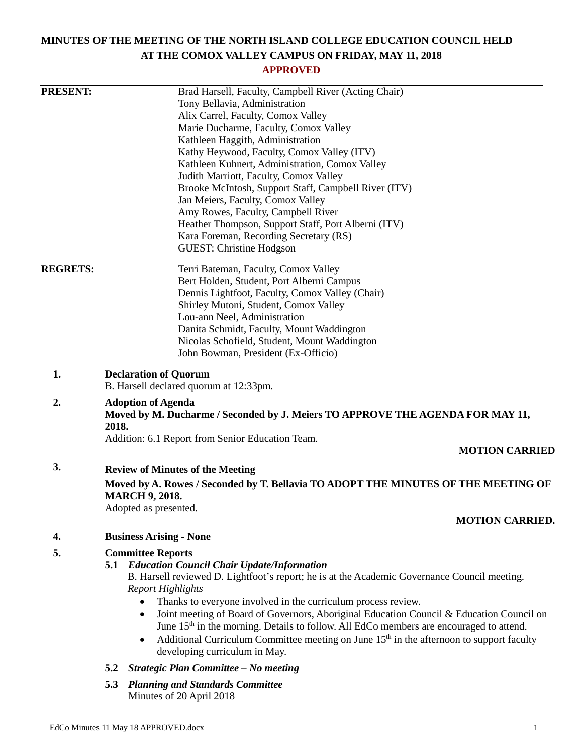# MINUTES OF THE MEETING OF THE NORTH ISLAND COLLEGE EDUCATION COUNCIL HELD AT THE COMOX VALLEY CAMPUS ON FRIDAY, MAY 11, 2018

**APPROVED**

**PRESENT:**

Brad Harsell, Faculty, Campbell River (Acting Chair)
Tony Bellavia, Administration
Alix Carrel, Faculty, Comox Valley
Marie Ducharme, Faculty, Comox Valley
Kathleen Haggith, Administration
Kathy Heywood, Faculty, Comox Valley (ITV)
Kathleen Kuhnert, Administration, Comox Valley
Judith Marriott, Faculty, Comox Valley
Brooke McIntosh, Support Staff, Campbell River (ITV)
Jan Meiers, Faculty, Comox Valley
Amy Rowes, Faculty, Campbell River
Heather Thompson, Support Staff, Port Alberni (ITV)
Kara Foreman, Recording Secretary (RS)
GUEST: Christine Hodgson

**REGRETS:**

Terri Bateman, Faculty, Comox Valley
Bert Holden, Student, Port Alberni Campus
Dennis Lightfoot, Faculty, Comox Valley (Chair)
Shirley Mutoni, Student, Comox Valley
Lou-ann Neel, Administration
Danita Schmidt, Faculty, Mount Waddington
Nicolas Schofield, Student, Mount Waddington
John Bowman, President (Ex-Officio)

**1. Declaration of Quorum**

B. Harsell declared quorum at 12:33pm.

**2. Adoption of Agenda**

**Moved by M. Ducharme / Seconded by J. Meiers TO APPROVE THE AGENDA FOR MAY 11, 2018.**

Addition: 6.1 Report from Senior Education Team.

**MOTION CARRIED**

**3. Review of Minutes of the Meeting**

**Moved by A. Rowes / Seconded by T. Bellavia TO ADOPT THE MINUTES OF THE MEETING OF MARCH 9, 2018.**

Adopted as presented.

**MOTION CARRIED.**

**4. Business Arising - None**

**5. Committee Reports**

**5.1** ***Education Council Chair Update/Information***

B. Harsell reviewed D. Lightfoot's report; he is at the Academic Governance Council meeting.

*Report Highlights*

- Thanks to everyone involved in the curriculum process review.
- Joint meeting of Board of Governors, Aboriginal Education Council & Education Council on June 15th in the morning. Details to follow. All EdCo members are encouraged to attend.
- Additional Curriculum Committee meeting on June 15th in the afternoon to support faculty developing curriculum in May.

**5.2** ***Strategic Plan Committee – No meeting***

**5.3** ***Planning and Standards Committee***

Minutes of 20 April 2018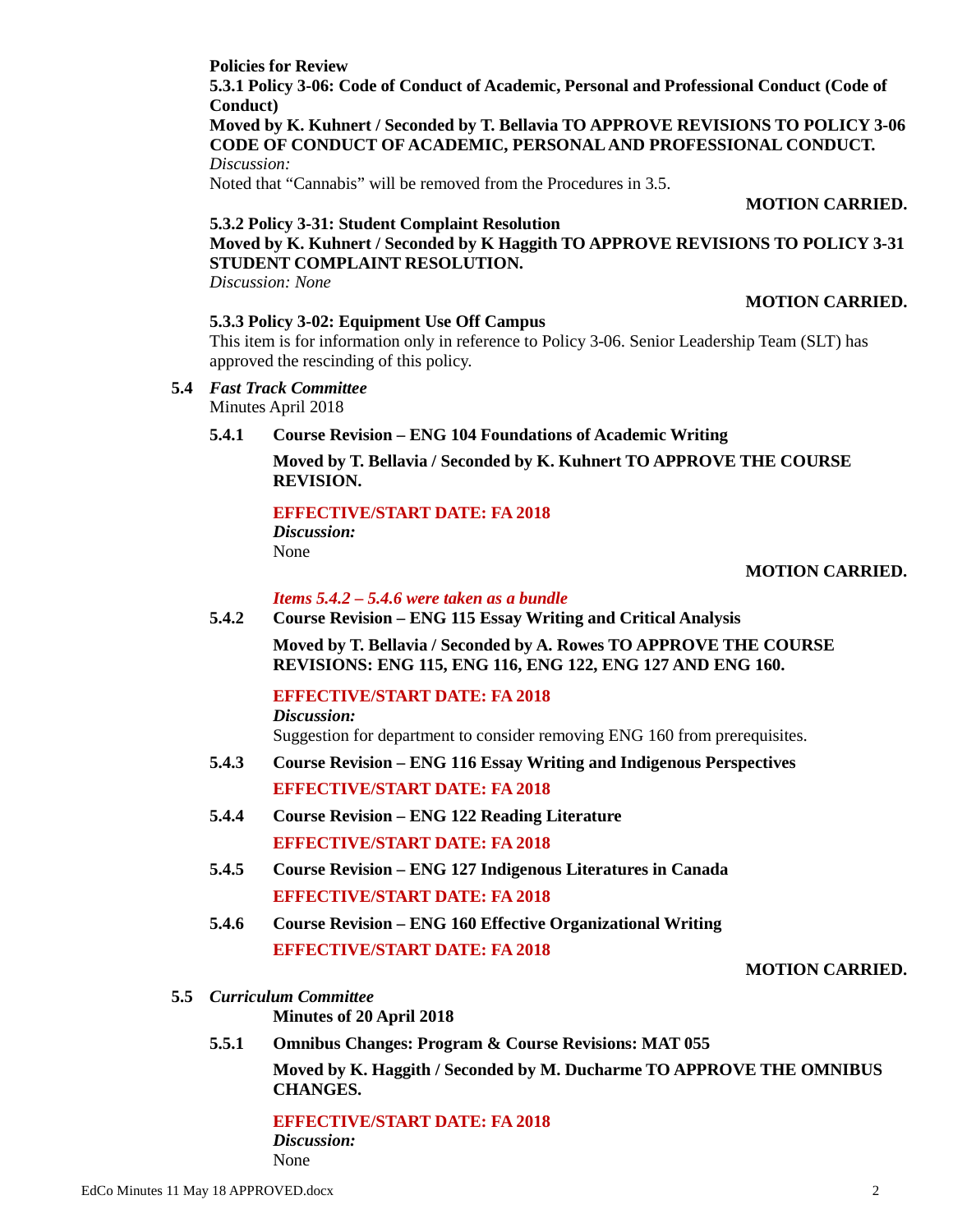**Policies for Review**

**5.3.1 Policy 3-06: Code of Conduct of Academic, Personal and Professional Conduct (Code of Conduct)**

**Moved by K. Kuhnert / Seconded by T. Bellavia TO APPROVE REVISIONS TO POLICY 3-06 CODE OF CONDUCT OF ACADEMIC, PERSONAL AND PROFESSIONAL CONDUCT.**

*Discussion:*

Noted that "Cannabis" will be removed from the Procedures in 3.5.

**MOTION CARRIED.**

**5.3.2 Policy 3-31: Student Complaint Resolution**

**Moved by K. Kuhnert / Seconded by K Haggith TO APPROVE REVISIONS TO POLICY 3-31 STUDENT COMPLAINT RESOLUTION.**

*Discussion: None*

**MOTION CARRIED.**

**5.3.3 Policy 3-02: Equipment Use Off Campus**

This item is for information only in reference to Policy 3-06. Senior Leadership Team (SLT) has approved the rescinding of this policy.

**5.4** ***Fast Track Committee***

Minutes April 2018

**5.4.1 Course Revision – ENG 104 Foundations of Academic Writing**

**Moved by T. Bellavia / Seconded by K. Kuhnert TO APPROVE THE COURSE REVISION.**

**EFFECTIVE/START DATE: FA 2018**

***Discussion:***

None

**MOTION CARRIED.**

***Items 5.4.2 – 5.4.6 were taken as a bundle***

**5.4.2 Course Revision – ENG 115 Essay Writing and Critical Analysis**

**Moved by T. Bellavia / Seconded by A. Rowes TO APPROVE THE COURSE REVISIONS: ENG 115, ENG 116, ENG 122, ENG 127 AND ENG 160.**

**EFFECTIVE/START DATE: FA 2018**

***Discussion:***

Suggestion for department to consider removing ENG 160 from prerequisites.

**5.4.3 Course Revision – ENG 116 Essay Writing and Indigenous Perspectives**

**EFFECTIVE/START DATE: FA 2018**

**5.4.4 Course Revision – ENG 122 Reading Literature**

**EFFECTIVE/START DATE: FA 2018**

**5.4.5 Course Revision – ENG 127 Indigenous Literatures in Canada**

**EFFECTIVE/START DATE: FA 2018**

**5.4.6 Course Revision – ENG 160 Effective Organizational Writing**

**EFFECTIVE/START DATE: FA 2018**

**MOTION CARRIED.**

**5.5** ***Curriculum Committee***

**Minutes of 20 April 2018**

**5.5.1 Omnibus Changes: Program & Course Revisions: MAT 055**

**Moved by K. Haggith / Seconded by M. Ducharme TO APPROVE THE OMNIBUS CHANGES.**

**EFFECTIVE/START DATE: FA 2018**

***Discussion:***

None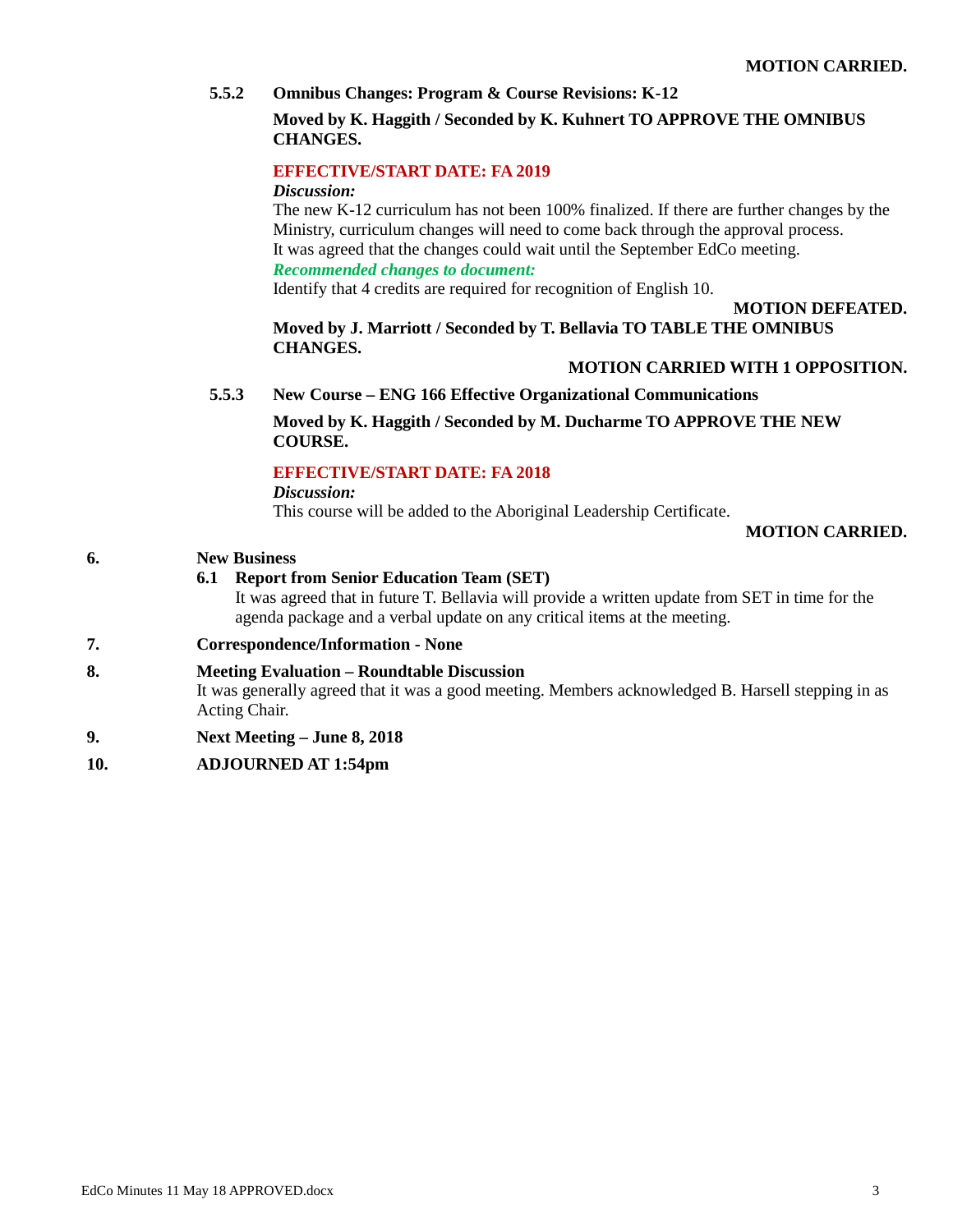**MOTION CARRIED.**

**5.5.2 Omnibus Changes: Program & Course Revisions: K-12**

**Moved by K. Haggith / Seconded by K. Kuhnert TO APPROVE THE OMNIBUS CHANGES.**

**EFFECTIVE/START DATE: FA 2019**

***Discussion:***

The new K-12 curriculum has not been 100% finalized. If there are further changes by the Ministry, curriculum changes will need to come back through the approval process. It was agreed that the changes could wait until the September EdCo meeting.

***Recommended changes to document:***

Identify that 4 credits are required for recognition of English 10.

**MOTION DEFEATED.**

**Moved by J. Marriott / Seconded by T. Bellavia TO TABLE THE OMNIBUS CHANGES.**

**MOTION CARRIED WITH 1 OPPOSITION.**

**5.5.3 New Course – ENG 166 Effective Organizational Communications**

**Moved by K. Haggith / Seconded by M. Ducharme TO APPROVE THE NEW COURSE.**

**EFFECTIVE/START DATE: FA 2018**

***Discussion:***

This course will be added to the Aboriginal Leadership Certificate.

**MOTION CARRIED.**

**6. New Business**

**6.1 Report from Senior Education Team (SET)**

It was agreed that in future T. Bellavia will provide a written update from SET in time for the agenda package and a verbal update on any critical items at the meeting.

**7. Correspondence/Information - None**

**8. Meeting Evaluation – Roundtable Discussion**

It was generally agreed that it was a good meeting. Members acknowledged B. Harsell stepping in as Acting Chair.

**9. Next Meeting – June 8, 2018**

**10. ADJOURNED AT 1:54pm**